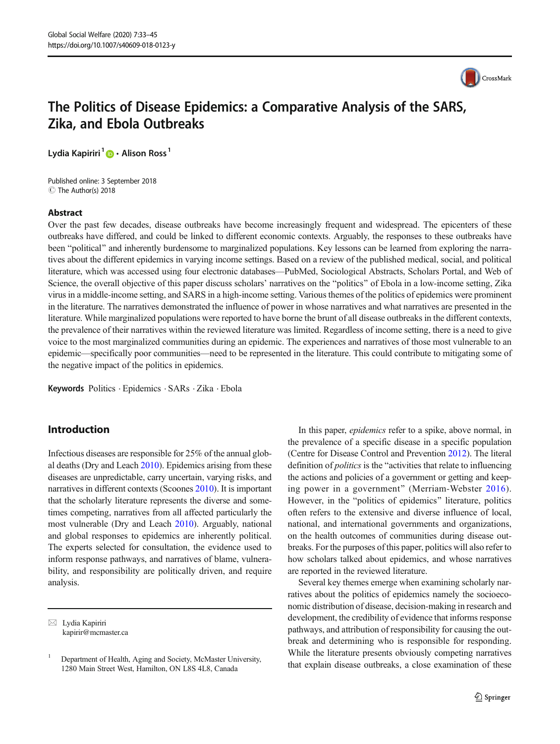# The Politics of Disease Epidemics: a Comparative Analysis of the SARS, Zika, and Ebola Outbreaks

Lydia Kapiriri[1] · Alison Ross[1]

Published online: 3 September 2018
© The Author(s) 2018

## Abstract

Over the past few decades, disease outbreaks have become increasingly frequent and widespread. The epicenters of these outbreaks have differed, and could be linked to different economic contexts. Arguably, the responses to these outbreaks have been "political" and inherently burdensome to marginalized populations. Key lessons can be learned from exploring the narratives about the different epidemics in varying income settings. Based on a review of the published medical, social, and political literature, which was accessed using four electronic databases—PubMed, Sociological Abstracts, Scholars Portal, and Web of Science, the overall objective of this paper discuss scholars' narratives on the "politics" of Ebola in a low-income setting, Zika virus in a middle-income setting, and SARS in a high-income setting. Various themes of the politics of epidemics were prominent in the literature. The narratives demonstrated the influence of power in whose narratives and what narratives are presented in the literature. While marginalized populations were reported to have borne the brunt of all disease outbreaks in the different contexts, the prevalence of their narratives within the reviewed literature was limited. Regardless of income setting, there is a need to give voice to the most marginalized communities during an epidemic. The experiences and narratives of those most vulnerable to an epidemic—specifically poor communities—need to be represented in the literature. This could contribute to mitigating some of the negative impact of the politics in epidemics.

**Keywords** Politics · Epidemics · SARs · Zika · Ebola

## Introduction

Infectious diseases are responsible for 25% of the annual global deaths (Dry and Leach 2010). Epidemics arising from these diseases are unpredictable, carry uncertain, varying risks, and narratives in different contexts (Scoones 2010). It is important that the scholarly literature represents the diverse and sometimes competing, narratives from all affected particularly the most vulnerable (Dry and Leach 2010). Arguably, national and global responses to epidemics are inherently political. The experts selected for consultation, the evidence used to inform response pathways, and narratives of blame, vulnerability, and responsibility are politically driven, and require analysis.

In this paper, *epidemics* refer to a spike, above normal, in the prevalence of a specific disease in a specific population (Centre for Disease Control and Prevention 2012). The literal definition of *politics* is the "activities that relate to influencing the actions and policies of a government or getting and keeping power in a government" (Merriam-Webster 2016). However, in the "politics of epidemics" literature, politics often refers to the extensive and diverse influence of local, national, and international governments and organizations, on the health outcomes of communities during disease outbreaks. For the purposes of this paper, politics will also refer to how scholars talked about epidemics, and whose narratives are reported in the reviewed literature.

Several key themes emerge when examining scholarly narratives about the politics of epidemics namely the socioeconomic distribution of disease, decision-making in research and development, the credibility of evidence that informs response pathways, and attribution of responsibility for causing the outbreak and determining who is responsible for responding. While the literature presents obviously competing narratives that explain disease outbreaks, a close examination of these

---

✉ Lydia Kapiriri
kapirir@mcmaster.ca

[1] Department of Health, Aging and Society, McMaster University, 1280 Main Street West, Hamilton, ON L8S 4L8, Canada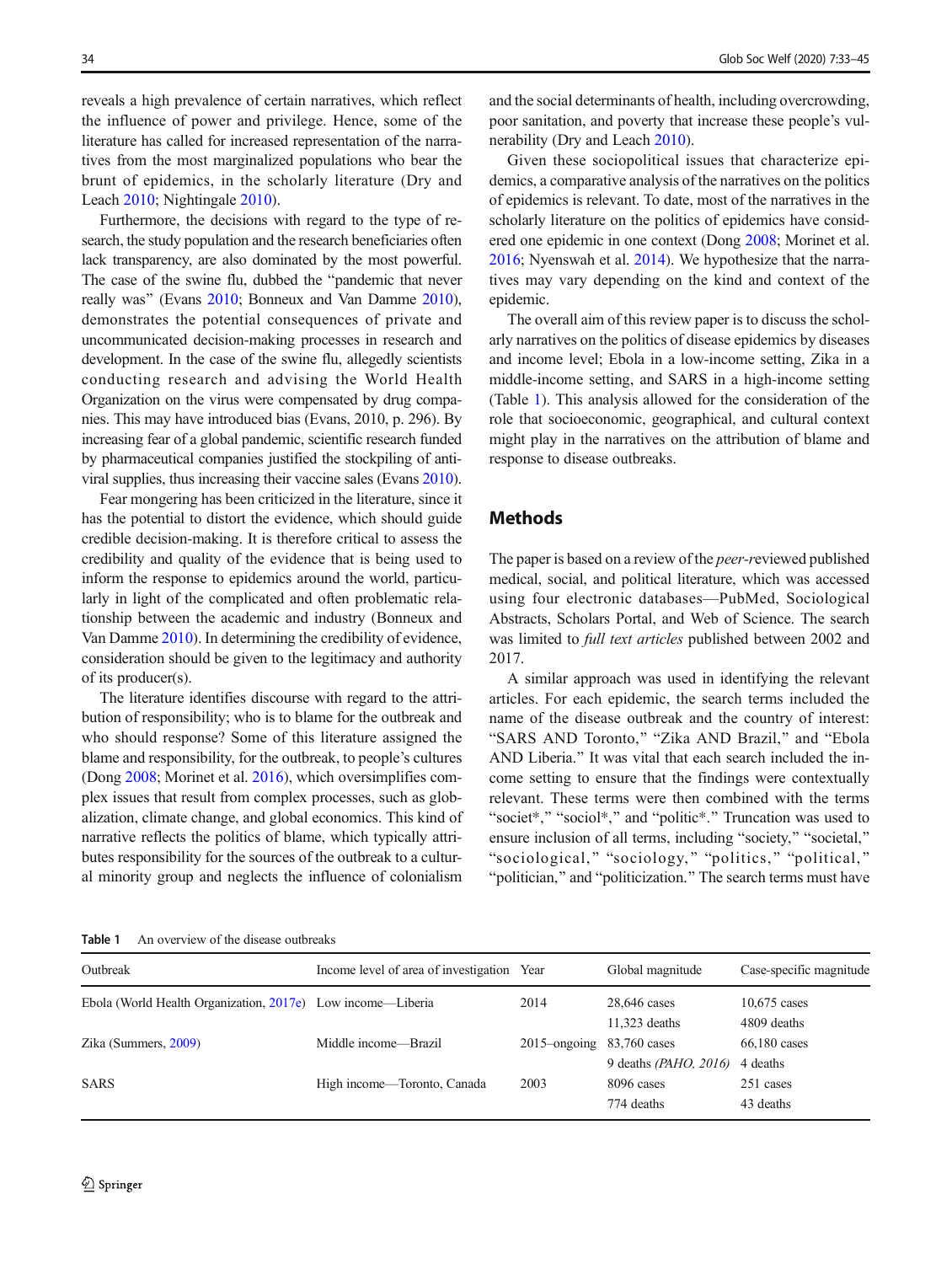reveals a high prevalence of certain narratives, which reflect the influence of power and privilege. Hence, some of the literature has called for increased representation of the narratives from the most marginalized populations who bear the brunt of epidemics, in the scholarly literature (Dry and Leach 2010; Nightingale 2010).

Furthermore, the decisions with regard to the type of research, the study population and the research beneficiaries often lack transparency, are also dominated by the most powerful. The case of the swine flu, dubbed the "pandemic that never really was" (Evans 2010; Bonneux and Van Damme 2010), demonstrates the potential consequences of private and uncommunicated decision-making processes in research and development. In the case of the swine flu, allegedly scientists conducting research and advising the World Health Organization on the virus were compensated by drug companies. This may have introduced bias (Evans, 2010, p. 296). By increasing fear of a global pandemic, scientific research funded by pharmaceutical companies justified the stockpiling of antiviral supplies, thus increasing their vaccine sales (Evans 2010).

Fear mongering has been criticized in the literature, since it has the potential to distort the evidence, which should guide credible decision-making. It is therefore critical to assess the credibility and quality of the evidence that is being used to inform the response to epidemics around the world, particularly in light of the complicated and often problematic relationship between the academic and industry (Bonneux and Van Damme 2010). In determining the credibility of evidence, consideration should be given to the legitimacy and authority of its producer(s).

The literature identifies discourse with regard to the attribution of responsibility; who is to blame for the outbreak and who should response? Some of this literature assigned the blame and responsibility, for the outbreak, to people's cultures (Dong 2008; Morinet et al. 2016), which oversimplifies complex issues that result from complex processes, such as globalization, climate change, and global economics. This kind of narrative reflects the politics of blame, which typically attributes responsibility for the sources of the outbreak to a cultural minority group and neglects the influence of colonialism and the social determinants of health, including overcrowding, poor sanitation, and poverty that increase these people's vulnerability (Dry and Leach 2010).

Given these sociopolitical issues that characterize epidemics, a comparative analysis of the narratives on the politics of epidemics is relevant. To date, most of the narratives in the scholarly literature on the politics of epidemics have considered one epidemic in one context (Dong 2008; Morinet et al. 2016; Nyenswah et al. 2014). We hypothesize that the narratives may vary depending on the kind and context of the epidemic.

The overall aim of this review paper is to discuss the scholarly narratives on the politics of disease epidemics by diseases and income level; Ebola in a low-income setting, Zika in a middle-income setting, and SARS in a high-income setting (Table 1). This analysis allowed for the consideration of the role that socioeconomic, geographical, and cultural context might play in the narratives on the attribution of blame and response to disease outbreaks.

## Methods

The paper is based on a review of the *peer-r*eviewed published medical, social, and political literature, which was accessed using four electronic databases—PubMed, Sociological Abstracts, Scholars Portal, and Web of Science. The search was limited to *full text articles* published between 2002 and 2017.

A similar approach was used in identifying the relevant articles. For each epidemic, the search terms included the name of the disease outbreak and the country of interest: "SARS AND Toronto," "Zika AND Brazil," and "Ebola AND Liberia." It was vital that each search included the income setting to ensure that the findings were contextually relevant. These terms were then combined with the terms "societ*," "sociol*," and "politic*." Truncation was used to ensure inclusion of all terms, including "society," "societal," "sociological," "sociology," "politics," "political," "politician," and "politicization." The search terms must have

**Table 1** An overview of the disease outbreaks

| Outbreak | Income level of area of investigation | Year | Global magnitude | Case-specific magnitude |
|---|---|---|---|---|
| Ebola (World Health Organization, 2017e) | Low income—Liberia | 2014 | 28,646 cases<br>11,323 deaths | 10,675 cases<br>4809 deaths |
| Zika (Summers, 2009) | Middle income—Brazil | 2015–ongoing | 83,760 cases<br>9 deaths *(PAHO, 2016)* | 66,180 cases<br>4 deaths |
| SARS | High income—Toronto, Canada | 2003 | 8096 cases<br>774 deaths | 251 cases<br>43 deaths |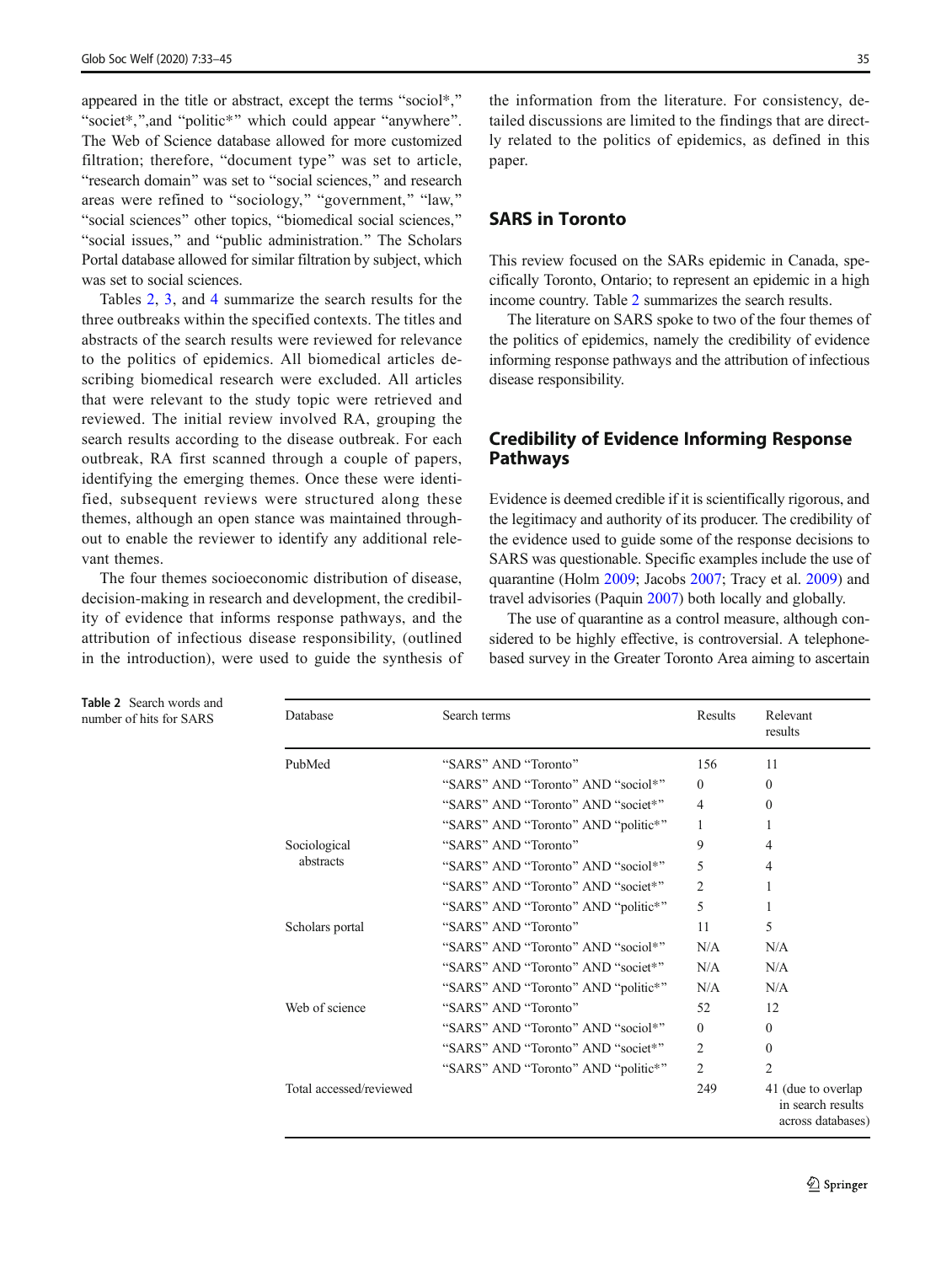appeared in the title or abstract, except the terms "sociol*," "societ*,",and "politic*" which could appear "anywhere". The Web of Science database allowed for more customized filtration; therefore, "document type" was set to article, "research domain" was set to "social sciences," and research areas were refined to "sociology," "government," "law," "social sciences" other topics, "biomedical social sciences," "social issues," and "public administration." The Scholars Portal database allowed for similar filtration by subject, which was set to social sciences.

Tables 2, 3, and 4 summarize the search results for the three outbreaks within the specified contexts. The titles and abstracts of the search results were reviewed for relevance to the politics of epidemics. All biomedical articles describing biomedical research were excluded. All articles that were relevant to the study topic were retrieved and reviewed. The initial review involved RA, grouping the search results according to the disease outbreak. For each outbreak, RA first scanned through a couple of papers, identifying the emerging themes. Once these were identified, subsequent reviews were structured along these themes, although an open stance was maintained throughout to enable the reviewer to identify any additional relevant themes.

The four themes socioeconomic distribution of disease, decision-making in research and development, the credibility of evidence that informs response pathways, and the attribution of infectious disease responsibility, (outlined in the introduction), were used to guide the synthesis of the information from the literature. For consistency, detailed discussions are limited to the findings that are directly related to the politics of epidemics, as defined in this paper.

## SARS in Toronto

This review focused on the SARs epidemic in Canada, specifically Toronto, Ontario; to represent an epidemic in a high income country. Table 2 summarizes the search results.

The literature on SARS spoke to two of the four themes of the politics of epidemics, namely the credibility of evidence informing response pathways and the attribution of infectious disease responsibility.

## Credibility of Evidence Informing Response Pathways

Evidence is deemed credible if it is scientifically rigorous, and the legitimacy and authority of its producer. The credibility of the evidence used to guide some of the response decisions to SARS was questionable. Specific examples include the use of quarantine (Holm 2009; Jacobs 2007; Tracy et al. 2009) and travel advisories (Paquin 2007) both locally and globally.

The use of quarantine as a control measure, although considered to be highly effective, is controversial. A telephone-based survey in the Greater Toronto Area aiming to ascertain

**Table 2** Search words and number of hits for SARS

| Database | Search terms | Results | Relevant results |
|---|---|---|---|
| PubMed | "SARS" AND "Toronto" | 156 | 11 |
| | "SARS" AND "Toronto" AND "sociol*" | 0 | 0 |
| | "SARS" AND "Toronto" AND "societ*" | 4 | 0 |
| | "SARS" AND "Toronto" AND "politic*" | 1 | 1 |
| Sociological abstracts | "SARS" AND "Toronto" | 9 | 4 |
| | "SARS" AND "Toronto" AND "sociol*" | 5 | 4 |
| | "SARS" AND "Toronto" AND "societ*" | 2 | 1 |
| | "SARS" AND "Toronto" AND "politic*" | 5 | 1 |
| Scholars portal | "SARS" AND "Toronto" | 11 | 5 |
| | "SARS" AND "Toronto" AND "sociol*" | N/A | N/A |
| | "SARS" AND "Toronto" AND "societ*" | N/A | N/A |
| | "SARS" AND "Toronto" AND "politic*" | N/A | N/A |
| Web of science | "SARS" AND "Toronto" | 52 | 12 |
| | "SARS" AND "Toronto" AND "sociol*" | 0 | 0 |
| | "SARS" AND "Toronto" AND "societ*" | 2 | 0 |
| | "SARS" AND "Toronto" AND "politic*" | 2 | 2 |
| Total accessed/reviewed | | 249 | 41 (due to overlap in search results across databases) |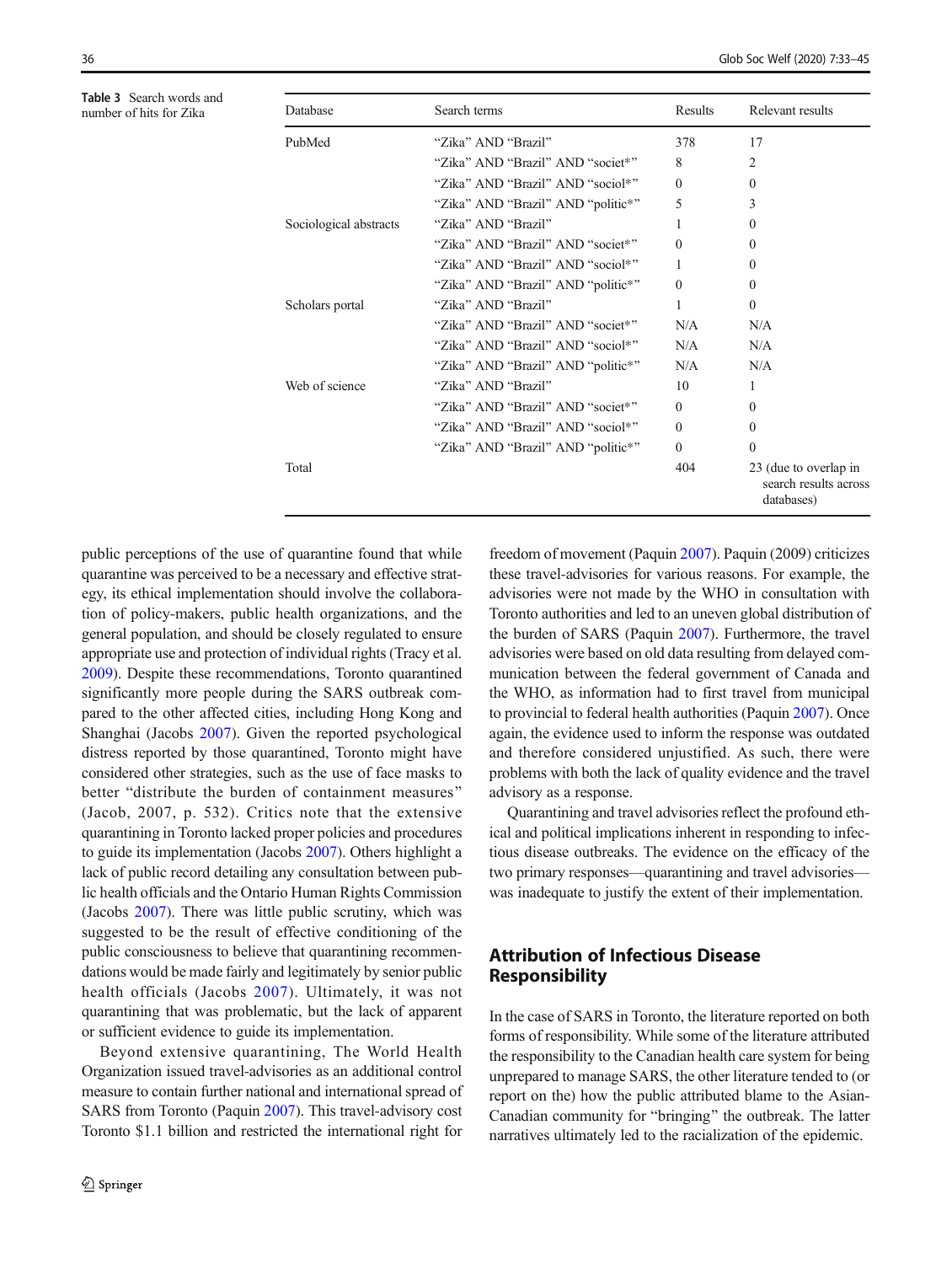**Table 3** Search words and number of hits for Zika

| Database | Search terms | Results | Relevant results |
|---|---|---|---|
| PubMed | "Zika" AND "Brazil" | 378 | 17 |
| | "Zika" AND "Brazil" AND "societ*" | 8 | 2 |
| | "Zika" AND "Brazil" AND "sociol*" | 0 | 0 |
| | "Zika" AND "Brazil" AND "politic*" | 5 | 3 |
| Sociological abstracts | "Zika" AND "Brazil" | 1 | 0 |
| | "Zika" AND "Brazil" AND "societ*" | 0 | 0 |
| | "Zika" AND "Brazil" AND "sociol*" | 1 | 0 |
| | "Zika" AND "Brazil" AND "politic*" | 0 | 0 |
| Scholars portal | "Zika" AND "Brazil" | 1 | 0 |
| | "Zika" AND "Brazil" AND "societ*" | N/A | N/A |
| | "Zika" AND "Brazil" AND "sociol*" | N/A | N/A |
| | "Zika" AND "Brazil" AND "politic*" | N/A | N/A |
| Web of science | "Zika" AND "Brazil" | 10 | 1 |
| | "Zika" AND "Brazil" AND "societ*" | 0 | 0 |
| | "Zika" AND "Brazil" AND "sociol*" | 0 | 0 |
| | "Zika" AND "Brazil" AND "politic*" | 0 | 0 |
| Total | | 404 | 23 (due to overlap in search results across databases) |

public perceptions of the use of quarantine found that while quarantine was perceived to be a necessary and effective strategy, its ethical implementation should involve the collaboration of policy-makers, public health organizations, and the general population, and should be closely regulated to ensure appropriate use and protection of individual rights (Tracy et al. 2009). Despite these recommendations, Toronto quarantined significantly more people during the SARS outbreak compared to the other affected cities, including Hong Kong and Shanghai (Jacobs 2007). Given the reported psychological distress reported by those quarantined, Toronto might have considered other strategies, such as the use of face masks to better "distribute the burden of containment measures" (Jacob, 2007, p. 532). Critics note that the extensive quarantining in Toronto lacked proper policies and procedures to guide its implementation (Jacobs 2007). Others highlight a lack of public record detailing any consultation between public health officials and the Ontario Human Rights Commission (Jacobs 2007). There was little public scrutiny, which was suggested to be the result of effective conditioning of the public consciousness to believe that quarantining recommendations would be made fairly and legitimately by senior public health officials (Jacobs 2007). Ultimately, it was not quarantining that was problematic, but the lack of apparent or sufficient evidence to guide its implementation.

Beyond extensive quarantining, The World Health Organization issued travel-advisories as an additional control measure to contain further national and international spread of SARS from Toronto (Paquin 2007). This travel-advisory cost Toronto $1.1 billion and restricted the international right for freedom of movement (Paquin 2007). Paquin (2009) criticizes these travel-advisories for various reasons. For example, the advisories were not made by the WHO in consultation with Toronto authorities and led to an uneven global distribution of the burden of SARS (Paquin 2007). Furthermore, the travel advisories were based on old data resulting from delayed communication between the federal government of Canada and the WHO, as information had to first travel from municipal to provincial to federal health authorities (Paquin 2007). Once again, the evidence used to inform the response was outdated and therefore considered unjustified. As such, there were problems with both the lack of quality evidence and the travel advisory as a response.

Quarantining and travel advisories reflect the profound ethical and political implications inherent in responding to infectious disease outbreaks. The evidence on the efficacy of the two primary responses—quarantining and travel advisories—was inadequate to justify the extent of their implementation.

## Attribution of Infectious Disease Responsibility

In the case of SARS in Toronto, the literature reported on both forms of responsibility. While some of the literature attributed the responsibility to the Canadian health care system for being unprepared to manage SARS, the other literature tended to (or report on the) how the public attributed blame to the Asian-Canadian community for "bringing" the outbreak. The latter narratives ultimately led to the racialization of the epidemic.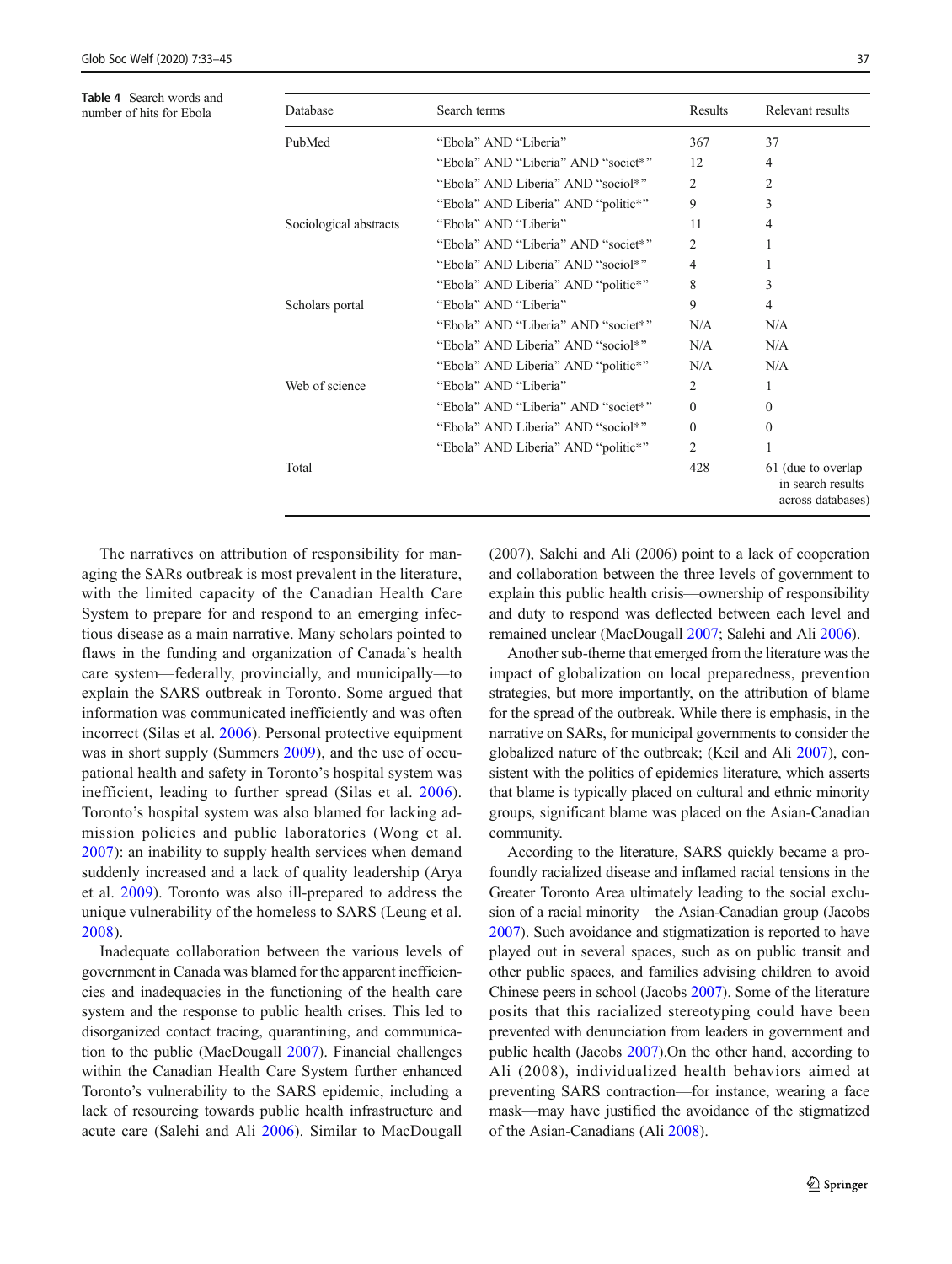**Table 4** Search words and number of hits for Ebola

| Database | Search terms | Results | Relevant results |
|---|---|---|---|
| PubMed | "Ebola" AND "Liberia" | 367 | 37 |
| | "Ebola" AND "Liberia" AND "societ*" | 12 | 4 |
| | "Ebola" AND Liberia" AND "sociol*" | 2 | 2 |
| | "Ebola" AND Liberia" AND "politic*" | 9 | 3 |
| Sociological abstracts | "Ebola" AND "Liberia" | 11 | 4 |
| | "Ebola" AND "Liberia" AND "societ*" | 2 | 1 |
| | "Ebola" AND Liberia" AND "sociol*" | 4 | 1 |
| | "Ebola" AND Liberia" AND "politic*" | 8 | 3 |
| Scholars portal | "Ebola" AND "Liberia" | 9 | 4 |
| | "Ebola" AND "Liberia" AND "societ*" | N/A | N/A |
| | "Ebola" AND Liberia" AND "sociol*" | N/A | N/A |
| | "Ebola" AND Liberia" AND "politic*" | N/A | N/A |
| Web of science | "Ebola" AND "Liberia" | 2 | 1 |
| | "Ebola" AND "Liberia" AND "societ*" | 0 | 0 |
| | "Ebola" AND Liberia" AND "sociol*" | 0 | 0 |
| | "Ebola" AND Liberia" AND "politic*" | 2 | 1 |
| Total | | 428 | 61 (due to overlap in search results across databases) |

The narratives on attribution of responsibility for managing the SARs outbreak is most prevalent in the literature, with the limited capacity of the Canadian Health Care System to prepare for and respond to an emerging infectious disease as a main narrative. Many scholars pointed to flaws in the funding and organization of Canada's health care system—federally, provincially, and municipally—to explain the SARS outbreak in Toronto. Some argued that information was communicated inefficiently and was often incorrect (Silas et al. 2006). Personal protective equipment was in short supply (Summers 2009), and the use of occupational health and safety in Toronto's hospital system was inefficient, leading to further spread (Silas et al. 2006). Toronto's hospital system was also blamed for lacking admission policies and public laboratories (Wong et al. 2007): an inability to supply health services when demand suddenly increased and a lack of quality leadership (Arya et al. 2009). Toronto was also ill-prepared to address the unique vulnerability of the homeless to SARS (Leung et al. 2008).

Inadequate collaboration between the various levels of government in Canada was blamed for the apparent inefficiencies and inadequacies in the functioning of the health care system and the response to public health crises. This led to disorganized contact tracing, quarantining, and communication to the public (MacDougall 2007). Financial challenges within the Canadian Health Care System further enhanced Toronto's vulnerability to the SARS epidemic, including a lack of resourcing towards public health infrastructure and acute care (Salehi and Ali 2006). Similar to MacDougall (2007), Salehi and Ali (2006) point to a lack of cooperation and collaboration between the three levels of government to explain this public health crisis—ownership of responsibility and duty to respond was deflected between each level and remained unclear (MacDougall 2007; Salehi and Ali 2006).

Another sub-theme that emerged from the literature was the impact of globalization on local preparedness, prevention strategies, but more importantly, on the attribution of blame for the spread of the outbreak. While there is emphasis, in the narrative on SARs, for municipal governments to consider the globalized nature of the outbreak; (Keil and Ali 2007), consistent with the politics of epidemics literature, which asserts that blame is typically placed on cultural and ethnic minority groups, significant blame was placed on the Asian-Canadian community.

According to the literature, SARS quickly became a profoundly racialized disease and inflamed racial tensions in the Greater Toronto Area ultimately leading to the social exclusion of a racial minority—the Asian-Canadian group (Jacobs 2007). Such avoidance and stigmatization is reported to have played out in several spaces, such as on public transit and other public spaces, and families advising children to avoid Chinese peers in school (Jacobs 2007). Some of the literature posits that this racialized stereotyping could have been prevented with denunciation from leaders in government and public health (Jacobs 2007).On the other hand, according to Ali (2008), individualized health behaviors aimed at preventing SARS contraction—for instance, wearing a face mask—may have justified the avoidance of the stigmatized of the Asian-Canadians (Ali 2008).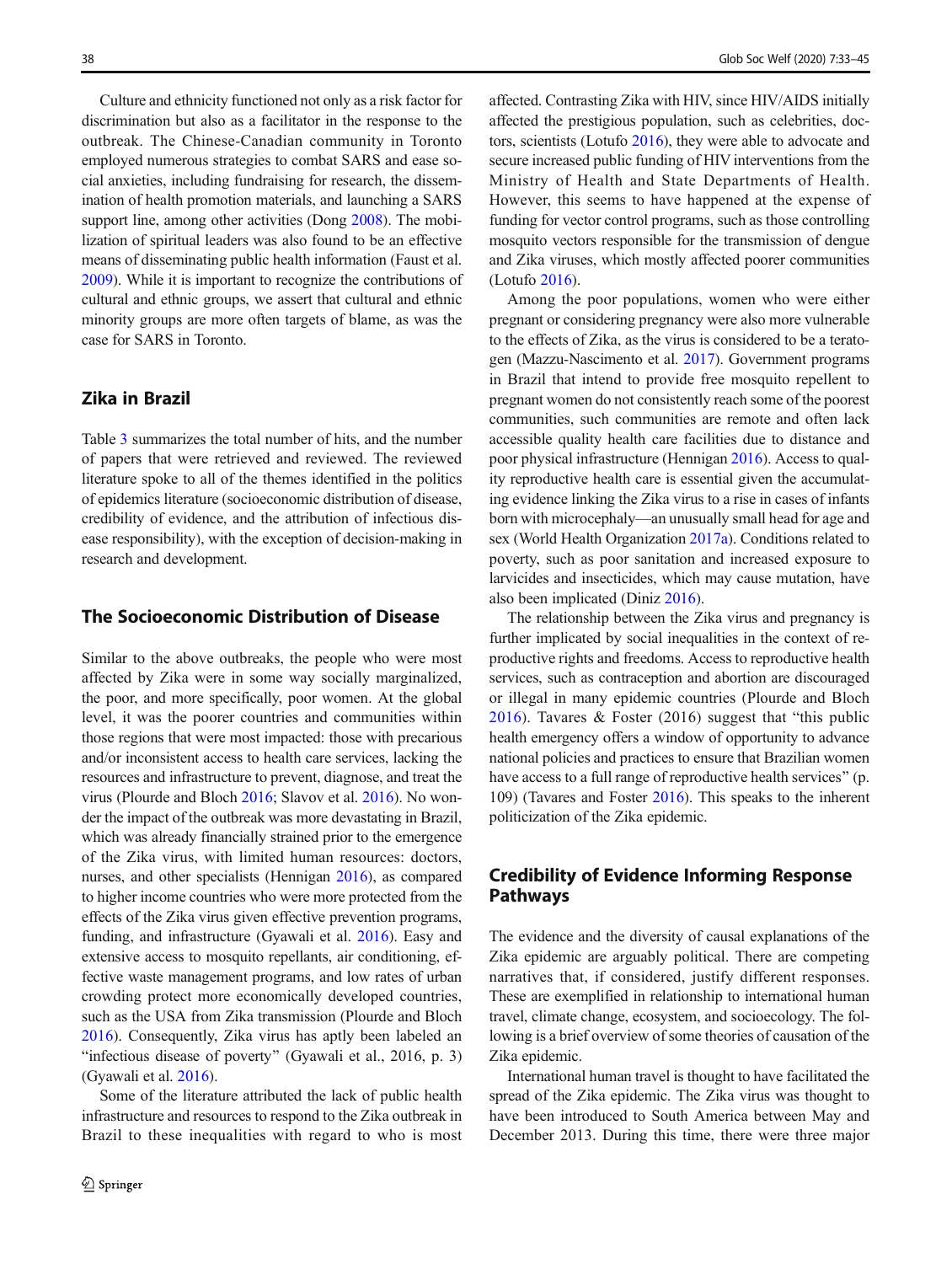Culture and ethnicity functioned not only as a risk factor for discrimination but also as a facilitator in the response to the outbreak. The Chinese-Canadian community in Toronto employed numerous strategies to combat SARS and ease social anxieties, including fundraising for research, the dissemination of health promotion materials, and launching a SARS support line, among other activities (Dong 2008). The mobilization of spiritual leaders was also found to be an effective means of disseminating public health information (Faust et al. 2009). While it is important to recognize the contributions of cultural and ethnic groups, we assert that cultural and ethnic minority groups are more often targets of blame, as was the case for SARS in Toronto.

## Zika in Brazil

Table 3 summarizes the total number of hits, and the number of papers that were retrieved and reviewed. The reviewed literature spoke to all of the themes identified in the politics of epidemics literature (socioeconomic distribution of disease, credibility of evidence, and the attribution of infectious disease responsibility), with the exception of decision-making in research and development.

## The Socioeconomic Distribution of Disease

Similar to the above outbreaks, the people who were most affected by Zika were in some way socially marginalized, the poor, and more specifically, poor women. At the global level, it was the poorer countries and communities within those regions that were most impacted: those with precarious and/or inconsistent access to health care services, lacking the resources and infrastructure to prevent, diagnose, and treat the virus (Plourde and Bloch 2016; Slavov et al. 2016). No wonder the impact of the outbreak was more devastating in Brazil, which was already financially strained prior to the emergence of the Zika virus, with limited human resources: doctors, nurses, and other specialists (Hennigan 2016), as compared to higher income countries who were more protected from the effects of the Zika virus given effective prevention programs, funding, and infrastructure (Gyawali et al. 2016). Easy and extensive access to mosquito repellants, air conditioning, effective waste management programs, and low rates of urban crowding protect more economically developed countries, such as the USA from Zika transmission (Plourde and Bloch 2016). Consequently, Zika virus has aptly been labeled an "infectious disease of poverty" (Gyawali et al., 2016, p. 3) (Gyawali et al. 2016).

Some of the literature attributed the lack of public health infrastructure and resources to respond to the Zika outbreak in Brazil to these inequalities with regard to who is most affected. Contrasting Zika with HIV, since HIV/AIDS initially affected the prestigious population, such as celebrities, doctors, scientists (Lotufo 2016), they were able to advocate and secure increased public funding of HIV interventions from the Ministry of Health and State Departments of Health. However, this seems to have happened at the expense of funding for vector control programs, such as those controlling mosquito vectors responsible for the transmission of dengue and Zika viruses, which mostly affected poorer communities (Lotufo 2016).

Among the poor populations, women who were either pregnant or considering pregnancy were also more vulnerable to the effects of Zika, as the virus is considered to be a teratogen (Mazzu-Nascimento et al. 2017). Government programs in Brazil that intend to provide free mosquito repellent to pregnant women do not consistently reach some of the poorest communities, such communities are remote and often lack accessible quality health care facilities due to distance and poor physical infrastructure (Hennigan 2016). Access to quality reproductive health care is essential given the accumulating evidence linking the Zika virus to a rise in cases of infants born with microcephaly—an unusually small head for age and sex (World Health Organization 2017a). Conditions related to poverty, such as poor sanitation and increased exposure to larvicides and insecticides, which may cause mutation, have also been implicated (Diniz 2016).

The relationship between the Zika virus and pregnancy is further implicated by social inequalities in the context of reproductive rights and freedoms. Access to reproductive health services, such as contraception and abortion are discouraged or illegal in many epidemic countries (Plourde and Bloch 2016). Tavares & Foster (2016) suggest that "this public health emergency offers a window of opportunity to advance national policies and practices to ensure that Brazilian women have access to a full range of reproductive health services" (p. 109) (Tavares and Foster 2016). This speaks to the inherent politicization of the Zika epidemic.

## Credibility of Evidence Informing Response Pathways

The evidence and the diversity of causal explanations of the Zika epidemic are arguably political. There are competing narratives that, if considered, justify different responses. These are exemplified in relationship to international human travel, climate change, ecosystem, and socioecology. The following is a brief overview of some theories of causation of the Zika epidemic.

International human travel is thought to have facilitated the spread of the Zika epidemic. The Zika virus was thought to have been introduced to South America between May and December 2013. During this time, there were three major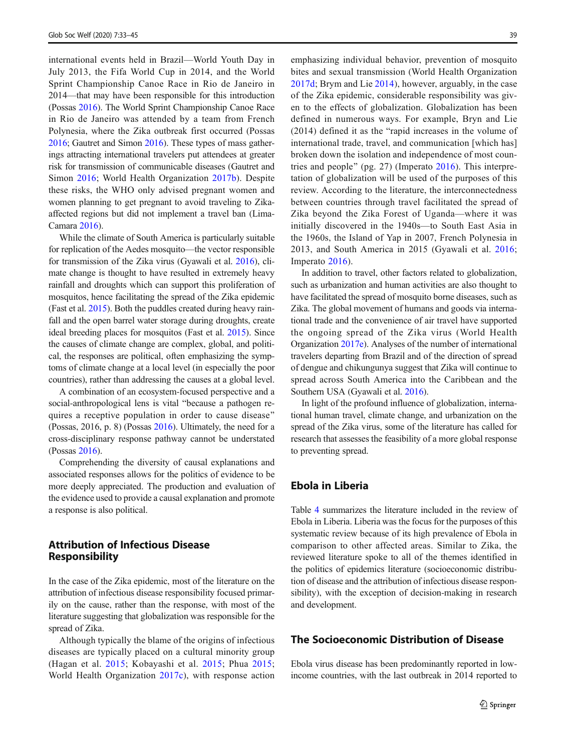international events held in Brazil—World Youth Day in July 2013, the Fifa World Cup in 2014, and the World Sprint Championship Canoe Race in Rio de Janeiro in 2014—that may have been responsible for this introduction (Possas 2016). The World Sprint Championship Canoe Race in Rio de Janeiro was attended by a team from French Polynesia, where the Zika outbreak first occurred (Possas 2016; Gautret and Simon 2016). These types of mass gatherings attracting international travelers put attendees at greater risk for transmission of communicable diseases (Gautret and Simon 2016; World Health Organization 2017b). Despite these risks, the WHO only advised pregnant women and women planning to get pregnant to avoid traveling to Zika-affected regions but did not implement a travel ban (Lima-Camara 2016).

While the climate of South America is particularly suitable for replication of the Aedes mosquito—the vector responsible for transmission of the Zika virus (Gyawali et al. 2016), climate change is thought to have resulted in extremely heavy rainfall and droughts which can support this proliferation of mosquitos, hence facilitating the spread of the Zika epidemic (Fast et al. 2015). Both the puddles created during heavy rainfall and the open barrel water storage during droughts, create ideal breeding places for mosquitos (Fast et al. 2015). Since the causes of climate change are complex, global, and political, the responses are political, often emphasizing the symptoms of climate change at a local level (in especially the poor countries), rather than addressing the causes at a global level.

A combination of an ecosystem-focused perspective and a social-anthropological lens is vital "because a pathogen requires a receptive population in order to cause disease" (Possas, 2016, p. 8) (Possas 2016). Ultimately, the need for a cross-disciplinary response pathway cannot be understated (Possas 2016).

Comprehending the diversity of causal explanations and associated responses allows for the politics of evidence to be more deeply appreciated. The production and evaluation of the evidence used to provide a causal explanation and promote a response is also political.

## Attribution of Infectious Disease Responsibility

In the case of the Zika epidemic, most of the literature on the attribution of infectious disease responsibility focused primarily on the cause, rather than the response, with most of the literature suggesting that globalization was responsible for the spread of Zika.

Although typically the blame of the origins of infectious diseases are typically placed on a cultural minority group (Hagan et al. 2015; Kobayashi et al. 2015; Phua 2015; World Health Organization 2017c), with response action emphasizing individual behavior, prevention of mosquito bites and sexual transmission (World Health Organization 2017d; Brym and Lie 2014), however, arguably, in the case of the Zika epidemic, considerable responsibility was given to the effects of globalization. Globalization has been defined in numerous ways. For example, Bryn and Lie (2014) defined it as the "rapid increases in the volume of international trade, travel, and communication [which has] broken down the isolation and independence of most countries and people" (pg. 27) (Imperato 2016). This interpretation of globalization will be used of the purposes of this review. According to the literature, the interconnectedness between countries through travel facilitated the spread of Zika beyond the Zika Forest of Uganda—where it was initially discovered in the 1940s—to South East Asia in the 1960s, the Island of Yap in 2007, French Polynesia in 2013, and South America in 2015 (Gyawali et al. 2016; Imperato 2016).

In addition to travel, other factors related to globalization, such as urbanization and human activities are also thought to have facilitated the spread of mosquito borne diseases, such as Zika. The global movement of humans and goods via international trade and the convenience of air travel have supported the ongoing spread of the Zika virus (World Health Organization 2017e). Analyses of the number of international travelers departing from Brazil and of the direction of spread of dengue and chikungunya suggest that Zika will continue to spread across South America into the Caribbean and the Southern USA (Gyawali et al. 2016).

In light of the profound influence of globalization, international human travel, climate change, and urbanization on the spread of the Zika virus, some of the literature has called for research that assesses the feasibility of a more global response to preventing spread.

## Ebola in Liberia

Table 4 summarizes the literature included in the review of Ebola in Liberia. Liberia was the focus for the purposes of this systematic review because of its high prevalence of Ebola in comparison to other affected areas. Similar to Zika, the reviewed literature spoke to all of the themes identified in the politics of epidemics literature (socioeconomic distribution of disease and the attribution of infectious disease responsibility), with the exception of decision-making in research and development.

## The Socioeconomic Distribution of Disease

Ebola virus disease has been predominantly reported in low-income countries, with the last outbreak in 2014 reported to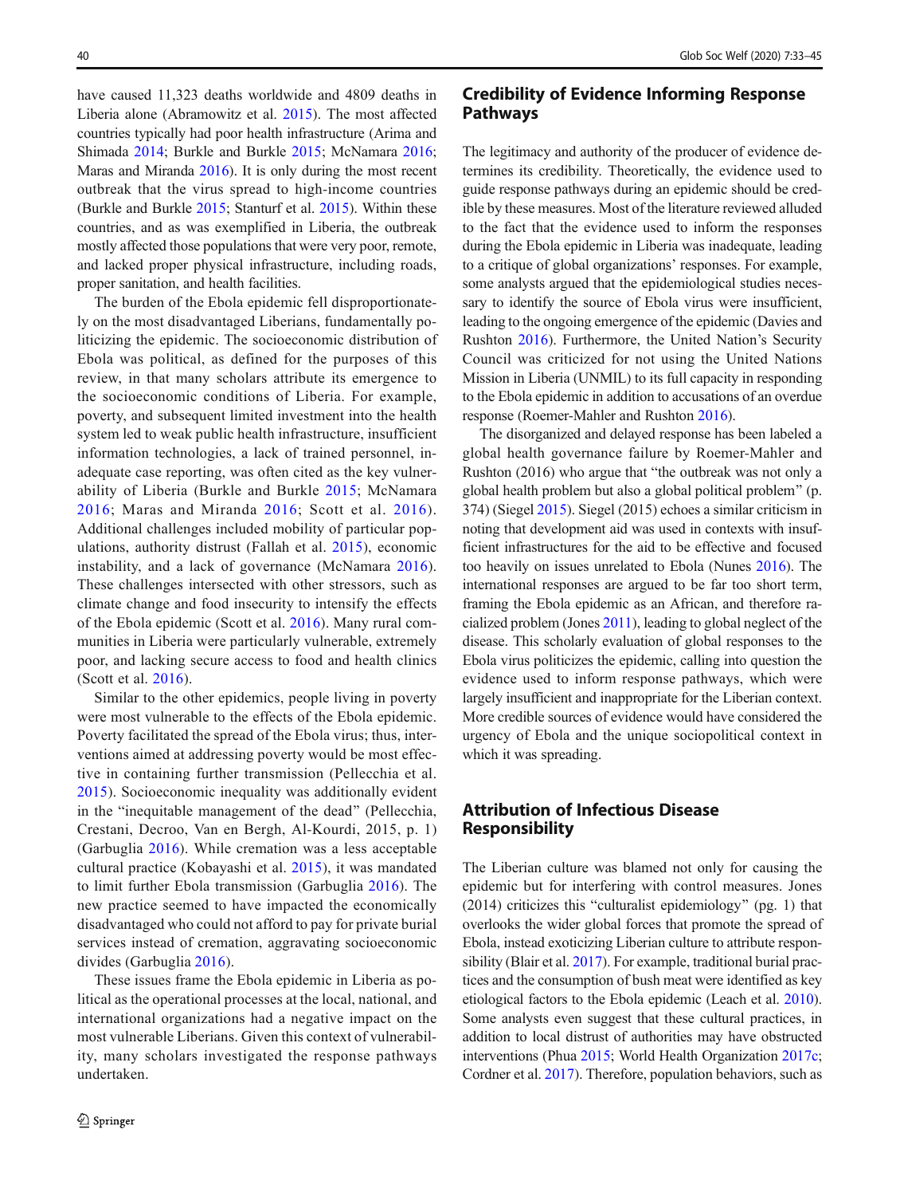have caused 11,323 deaths worldwide and 4809 deaths in Liberia alone (Abramowitz et al. 2015). The most affected countries typically had poor health infrastructure (Arima and Shimada 2014; Burkle and Burkle 2015; McNamara 2016; Maras and Miranda 2016). It is only during the most recent outbreak that the virus spread to high-income countries (Burkle and Burkle 2015; Stanturf et al. 2015). Within these countries, and as was exemplified in Liberia, the outbreak mostly affected those populations that were very poor, remote, and lacked proper physical infrastructure, including roads, proper sanitation, and health facilities.

The burden of the Ebola epidemic fell disproportionately on the most disadvantaged Liberians, fundamentally politicizing the epidemic. The socioeconomic distribution of Ebola was political, as defined for the purposes of this review, in that many scholars attribute its emergence to the socioeconomic conditions of Liberia. For example, poverty, and subsequent limited investment into the health system led to weak public health infrastructure, insufficient information technologies, a lack of trained personnel, inadequate case reporting, was often cited as the key vulnerability of Liberia (Burkle and Burkle 2015; McNamara 2016; Maras and Miranda 2016; Scott et al. 2016). Additional challenges included mobility of particular populations, authority distrust (Fallah et al. 2015), economic instability, and a lack of governance (McNamara 2016). These challenges intersected with other stressors, such as climate change and food insecurity to intensify the effects of the Ebola epidemic (Scott et al. 2016). Many rural communities in Liberia were particularly vulnerable, extremely poor, and lacking secure access to food and health clinics (Scott et al. 2016).

Similar to the other epidemics, people living in poverty were most vulnerable to the effects of the Ebola epidemic. Poverty facilitated the spread of the Ebola virus; thus, interventions aimed at addressing poverty would be most effective in containing further transmission (Pellecchia et al. 2015). Socioeconomic inequality was additionally evident in the "inequitable management of the dead" (Pellecchia, Crestani, Decroo, Van en Bergh, Al-Kourdi, 2015, p. 1) (Garbuglia 2016). While cremation was a less acceptable cultural practice (Kobayashi et al. 2015), it was mandated to limit further Ebola transmission (Garbuglia 2016). The new practice seemed to have impacted the economically disadvantaged who could not afford to pay for private burial services instead of cremation, aggravating socioeconomic divides (Garbuglia 2016).

These issues frame the Ebola epidemic in Liberia as political as the operational processes at the local, national, and international organizations had a negative impact on the most vulnerable Liberians. Given this context of vulnerability, many scholars investigated the response pathways undertaken.

## Credibility of Evidence Informing Response Pathways

The legitimacy and authority of the producer of evidence determines its credibility. Theoretically, the evidence used to guide response pathways during an epidemic should be credible by these measures. Most of the literature reviewed alluded to the fact that the evidence used to inform the responses during the Ebola epidemic in Liberia was inadequate, leading to a critique of global organizations' responses. For example, some analysts argued that the epidemiological studies necessary to identify the source of Ebola virus were insufficient, leading to the ongoing emergence of the epidemic (Davies and Rushton 2016). Furthermore, the United Nation's Security Council was criticized for not using the United Nations Mission in Liberia (UNMIL) to its full capacity in responding to the Ebola epidemic in addition to accusations of an overdue response (Roemer-Mahler and Rushton 2016).

The disorganized and delayed response has been labeled a global health governance failure by Roemer-Mahler and Rushton (2016) who argue that "the outbreak was not only a global health problem but also a global political problem" (p. 374) (Siegel 2015). Siegel (2015) echoes a similar criticism in noting that development aid was used in contexts with insufficient infrastructures for the aid to be effective and focused too heavily on issues unrelated to Ebola (Nunes 2016). The international responses are argued to be far too short term, framing the Ebola epidemic as an African, and therefore racialized problem (Jones 2011), leading to global neglect of the disease. This scholarly evaluation of global responses to the Ebola virus politicizes the epidemic, calling into question the evidence used to inform response pathways, which were largely insufficient and inappropriate for the Liberian context. More credible sources of evidence would have considered the urgency of Ebola and the unique sociopolitical context in which it was spreading.

## Attribution of Infectious Disease Responsibility

The Liberian culture was blamed not only for causing the epidemic but for interfering with control measures. Jones (2014) criticizes this "culturalist epidemiology" (pg. 1) that overlooks the wider global forces that promote the spread of Ebola, instead exoticizing Liberian culture to attribute responsibility (Blair et al. 2017). For example, traditional burial practices and the consumption of bush meat were identified as key etiological factors to the Ebola epidemic (Leach et al. 2010). Some analysts even suggest that these cultural practices, in addition to local distrust of authorities may have obstructed interventions (Phua 2015; World Health Organization 2017c; Cordner et al. 2017). Therefore, population behaviors, such as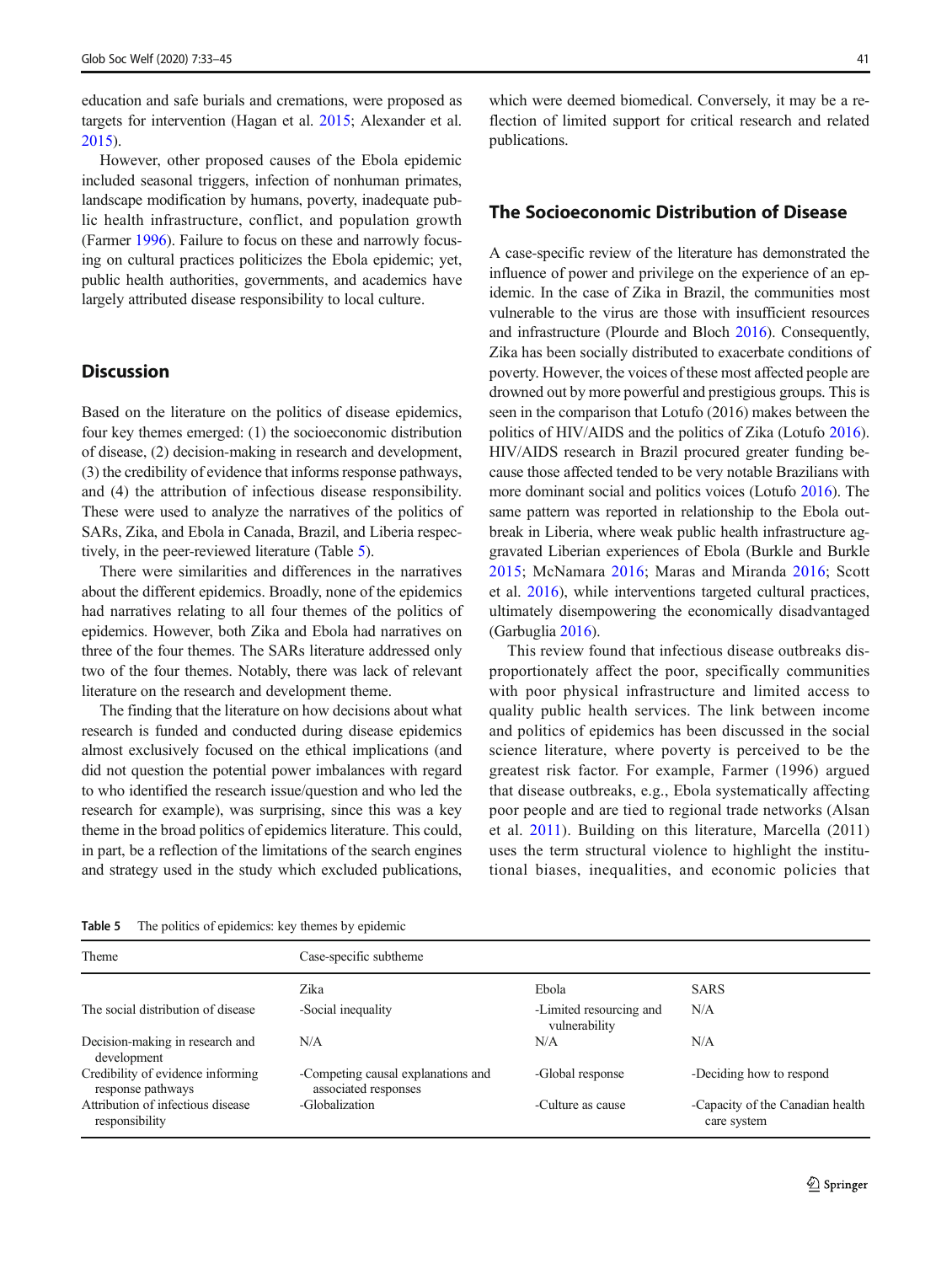education and safe burials and cremations, were proposed as targets for intervention (Hagan et al. 2015; Alexander et al. 2015).

However, other proposed causes of the Ebola epidemic included seasonal triggers, infection of nonhuman primates, landscape modification by humans, poverty, inadequate public health infrastructure, conflict, and population growth (Farmer 1996). Failure to focus on these and narrowly focusing on cultural practices politicizes the Ebola epidemic; yet, public health authorities, governments, and academics have largely attributed disease responsibility to local culture.

## Discussion

Based on the literature on the politics of disease epidemics, four key themes emerged: (1) the socioeconomic distribution of disease, (2) decision-making in research and development, (3) the credibility of evidence that informs response pathways, and (4) the attribution of infectious disease responsibility. These were used to analyze the narratives of the politics of SARs, Zika, and Ebola in Canada, Brazil, and Liberia respectively, in the peer-reviewed literature (Table 5).

There were similarities and differences in the narratives about the different epidemics. Broadly, none of the epidemics had narratives relating to all four themes of the politics of epidemics. However, both Zika and Ebola had narratives on three of the four themes. The SARs literature addressed only two of the four themes. Notably, there was lack of relevant literature on the research and development theme.

The finding that the literature on how decisions about what research is funded and conducted during disease epidemics almost exclusively focused on the ethical implications (and did not question the potential power imbalances with regard to who identified the research issue/question and who led the research for example), was surprising, since this was a key theme in the broad politics of epidemics literature. This could, in part, be a reflection of the limitations of the search engines and strategy used in the study which excluded publications, which were deemed biomedical. Conversely, it may be a reflection of limited support for critical research and related publications.

### The Socioeconomic Distribution of Disease

A case-specific review of the literature has demonstrated the influence of power and privilege on the experience of an epidemic. In the case of Zika in Brazil, the communities most vulnerable to the virus are those with insufficient resources and infrastructure (Plourde and Bloch 2016). Consequently, Zika has been socially distributed to exacerbate conditions of poverty. However, the voices of these most affected people are drowned out by more powerful and prestigious groups. This is seen in the comparison that Lotufo (2016) makes between the politics of HIV/AIDS and the politics of Zika (Lotufo 2016). HIV/AIDS research in Brazil procured greater funding because those affected tended to be very notable Brazilians with more dominant social and politics voices (Lotufo 2016). The same pattern was reported in relationship to the Ebola outbreak in Liberia, where weak public health infrastructure aggravated Liberian experiences of Ebola (Burkle and Burkle 2015; McNamara 2016; Maras and Miranda 2016; Scott et al. 2016), while interventions targeted cultural practices, ultimately disempowering the economically disadvantaged (Garbuglia 2016).

This review found that infectious disease outbreaks disproportionately affect the poor, specifically communities with poor physical infrastructure and limited access to quality public health services. The link between income and politics of epidemics has been discussed in the social science literature, where poverty is perceived to be the greatest risk factor. For example, Farmer (1996) argued that disease outbreaks, e.g., Ebola systematically affecting poor people and are tied to regional trade networks (Alsan et al. 2011). Building on this literature, Marcella (2011) uses the term structural violence to highlight the institutional biases, inequalities, and economic policies that

**Table 5** The politics of epidemics: key themes by epidemic

| Theme | Case-specific subtheme | | |
|---|---|---|---|
| | Zika | Ebola | SARS |
| The social distribution of disease | -Social inequality | -Limited resourcing and vulnerability | N/A |
| Decision-making in research and development | N/A | N/A | N/A |
| Credibility of evidence informing response pathways | -Competing causal explanations and associated responses | -Global response | -Deciding how to respond |
| Attribution of infectious disease responsibility | -Globalization | -Culture as cause | -Capacity of the Canadian health care system |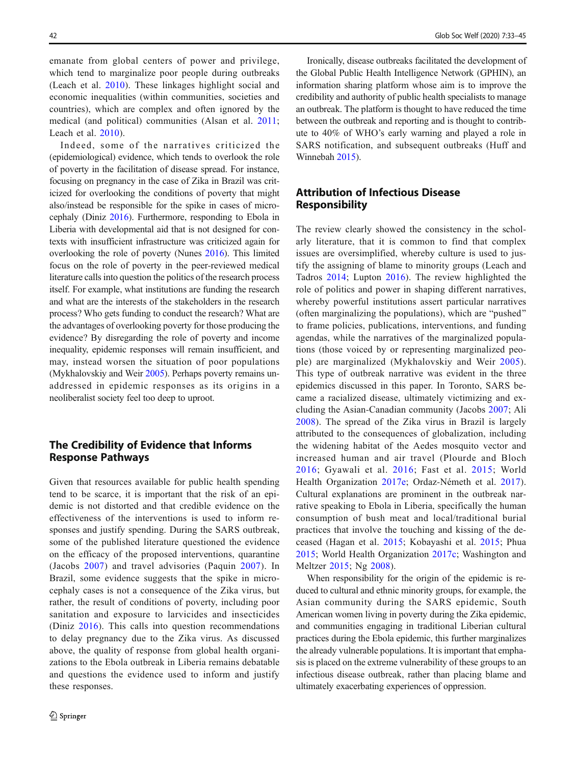emanate from global centers of power and privilege, which tend to marginalize poor people during outbreaks (Leach et al. 2010). These linkages highlight social and economic inequalities (within communities, societies and countries), which are complex and often ignored by the medical (and political) communities (Alsan et al. 2011; Leach et al. 2010).

Indeed, some of the narratives criticized the (epidemiological) evidence, which tends to overlook the role of poverty in the facilitation of disease spread. For instance, focusing on pregnancy in the case of Zika in Brazil was criticized for overlooking the conditions of poverty that might also/instead be responsible for the spike in cases of microcephaly (Diniz 2016). Furthermore, responding to Ebola in Liberia with developmental aid that is not designed for contexts with insufficient infrastructure was criticized again for overlooking the role of poverty (Nunes 2016). This limited focus on the role of poverty in the peer-reviewed medical literature calls into question the politics of the research process itself. For example, what institutions are funding the research and what are the interests of the stakeholders in the research process? Who gets funding to conduct the research? What are the advantages of overlooking poverty for those producing the evidence? By disregarding the role of poverty and income inequality, epidemic responses will remain insufficient, and may, instead worsen the situation of poor populations (Mykhalovskiy and Weir 2005). Perhaps poverty remains unaddressed in epidemic responses as its origins in a neoliberalist society feel too deep to uproot.

## The Credibility of Evidence that Informs Response Pathways

Given that resources available for public health spending tend to be scarce, it is important that the risk of an epidemic is not distorted and that credible evidence on the effectiveness of the interventions is used to inform responses and justify spending. During the SARS outbreak, some of the published literature questioned the evidence on the efficacy of the proposed interventions, quarantine (Jacobs 2007) and travel advisories (Paquin 2007). In Brazil, some evidence suggests that the spike in microcephaly cases is not a consequence of the Zika virus, but rather, the result of conditions of poverty, including poor sanitation and exposure to larvicides and insecticides (Diniz 2016). This calls into question recommendations to delay pregnancy due to the Zika virus. As discussed above, the quality of response from global health organizations to the Ebola outbreak in Liberia remains debatable and questions the evidence used to inform and justify these responses.

Ironically, disease outbreaks facilitated the development of the Global Public Health Intelligence Network (GPHIN), an information sharing platform whose aim is to improve the credibility and authority of public health specialists to manage an outbreak. The platform is thought to have reduced the time between the outbreak and reporting and is thought to contribute to 40% of WHO's early warning and played a role in SARS notification, and subsequent outbreaks (Huff and Winnebah 2015).

## Attribution of Infectious Disease Responsibility

The review clearly showed the consistency in the scholarly literature, that it is common to find that complex issues are oversimplified, whereby culture is used to justify the assigning of blame to minority groups (Leach and Tadros 2014; Lupton 2016). The review highlighted the role of politics and power in shaping different narratives, whereby powerful institutions assert particular narratives (often marginalizing the populations), which are "pushed" to frame policies, publications, interventions, and funding agendas, while the narratives of the marginalized populations (those voiced by or representing marginalized people) are marginalized (Mykhalovskiy and Weir 2005). This type of outbreak narrative was evident in the three epidemics discussed in this paper. In Toronto, SARS became a racialized disease, ultimately victimizing and excluding the Asian-Canadian community (Jacobs 2007; Ali 2008). The spread of the Zika virus in Brazil is largely attributed to the consequences of globalization, including the widening habitat of the Aedes mosquito vector and increased human and air travel (Plourde and Bloch 2016; Gyawali et al. 2016; Fast et al. 2015; World Health Organization 2017e; Ordaz-Németh et al. 2017). Cultural explanations are prominent in the outbreak narrative speaking to Ebola in Liberia, specifically the human consumption of bush meat and local/traditional burial practices that involve the touching and kissing of the deceased (Hagan et al. 2015; Kobayashi et al. 2015; Phua 2015; World Health Organization 2017c; Washington and Meltzer 2015; Ng 2008).

When responsibility for the origin of the epidemic is reduced to cultural and ethnic minority groups, for example, the Asian community during the SARS epidemic, South American women living in poverty during the Zika epidemic, and communities engaging in traditional Liberian cultural practices during the Ebola epidemic, this further marginalizes the already vulnerable populations. It is important that emphasis is placed on the extreme vulnerability of these groups to an infectious disease outbreak, rather than placing blame and ultimately exacerbating experiences of oppression.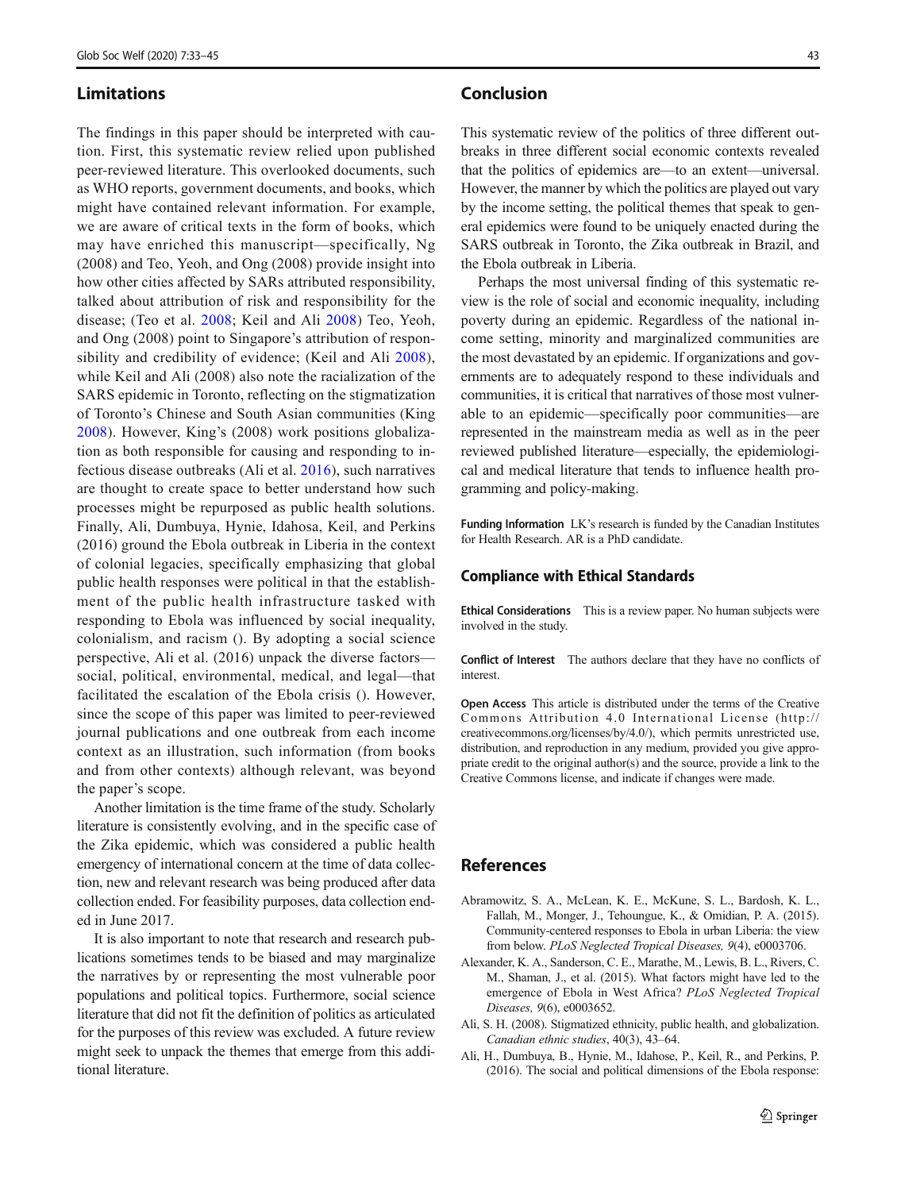## Limitations

The findings in this paper should be interpreted with caution. First, this systematic review relied upon published peer-reviewed literature. This overlooked documents, such as WHO reports, government documents, and books, which might have contained relevant information. For example, we are aware of critical texts in the form of books, which may have enriched this manuscript—specifically, Ng (2008) and Teo, Yeoh, and Ong (2008) provide insight into how other cities affected by SARs attributed responsibility, talked about attribution of risk and responsibility for the disease; (Teo et al. 2008; Keil and Ali 2008) Teo, Yeoh, and Ong (2008) point to Singapore's attribution of responsibility and credibility of evidence; (Keil and Ali 2008), while Keil and Ali (2008) also note the racialization of the SARS epidemic in Toronto, reflecting on the stigmatization of Toronto's Chinese and South Asian communities (King 2008). However, King's (2008) work positions globalization as both responsible for causing and responding to infectious disease outbreaks (Ali et al. 2016), such narratives are thought to create space to better understand how such processes might be repurposed as public health solutions. Finally, Ali, Dumbuya, Hynie, Idahosa, Keil, and Perkins (2016) ground the Ebola outbreak in Liberia in the context of colonial legacies, specifically emphasizing that global public health responses were political in that the establishment of the public health infrastructure tasked with responding to Ebola was influenced by social inequality, colonialism, and racism (). By adopting a social science perspective, Ali et al. (2016) unpack the diverse factors—social, political, environmental, medical, and legal—that facilitated the escalation of the Ebola crisis (). However, since the scope of this paper was limited to peer-reviewed journal publications and one outbreak from each income context as an illustration, such information (from books and from other contexts) although relevant, was beyond the paper's scope.

Another limitation is the time frame of the study. Scholarly literature is consistently evolving, and in the specific case of the Zika epidemic, which was considered a public health emergency of international concern at the time of data collection, new and relevant research was being produced after data collection ended. For feasibility purposes, data collection ended in June 2017.

It is also important to note that research and research publications sometimes tends to be biased and may marginalize the narratives by or representing the most vulnerable poor populations and political topics. Furthermore, social science literature that did not fit the definition of politics as articulated for the purposes of this review was excluded. A future review might seek to unpack the themes that emerge from this additional literature.

## Conclusion

This systematic review of the politics of three different outbreaks in three different social economic contexts revealed that the politics of epidemics are—to an extent—universal. However, the manner by which the politics are played out vary by the income setting, the political themes that speak to general epidemics were found to be uniquely enacted during the SARS outbreak in Toronto, the Zika outbreak in Brazil, and the Ebola outbreak in Liberia.

Perhaps the most universal finding of this systematic review is the role of social and economic inequality, including poverty during an epidemic. Regardless of the national income setting, minority and marginalized communities are the most devastated by an epidemic. If organizations and governments are to adequately respond to these individuals and communities, it is critical that narratives of those most vulnerable to an epidemic—specifically poor communities—are represented in the mainstream media as well as in the peer reviewed published literature—especially, the epidemiological and medical literature that tends to influence health programming and policy-making.

**Funding Information** LK's research is funded by the Canadian Institutes for Health Research. AR is a PhD candidate.

### Compliance with Ethical Standards

**Ethical Considerations** This is a review paper. No human subjects were involved in the study.

**Conflict of Interest** The authors declare that they have no conflicts of interest.

**Open Access** This article is distributed under the terms of the Creative Commons Attribution 4.0 International License (http://creativecommons.org/licenses/by/4.0/), which permits unrestricted use, distribution, and reproduction in any medium, provided you give appropriate credit to the original author(s) and the source, provide a link to the Creative Commons license, and indicate if changes were made.

## References

Abramowitz, S. A., McLean, K. E., McKune, S. L., Bardosh, K. L., Fallah, M., Monger, J., Tehoungue, K., & Omidian, P. A. (2015). Community-centered responses to Ebola in urban Liberia: the view from below. *PLoS Neglected Tropical Diseases, 9*(4), e0003706.

Alexander, K. A., Sanderson, C. E., Marathe, M., Lewis, B. L., Rivers, C. M., Shaman, J., et al. (2015). What factors might have led to the emergence of Ebola in West Africa? *PLoS Neglected Tropical Diseases, 9*(6), e0003652.

Ali, S. H. (2008). Stigmatized ethnicity, public health, and globalization. *Canadian ethnic studies*, 40(3), 43–64.

Ali, H., Dumbuya, B., Hynie, M., Idahose, P., Keil, R., and Perkins, P. (2016). The social and political dimensions of the Ebola response: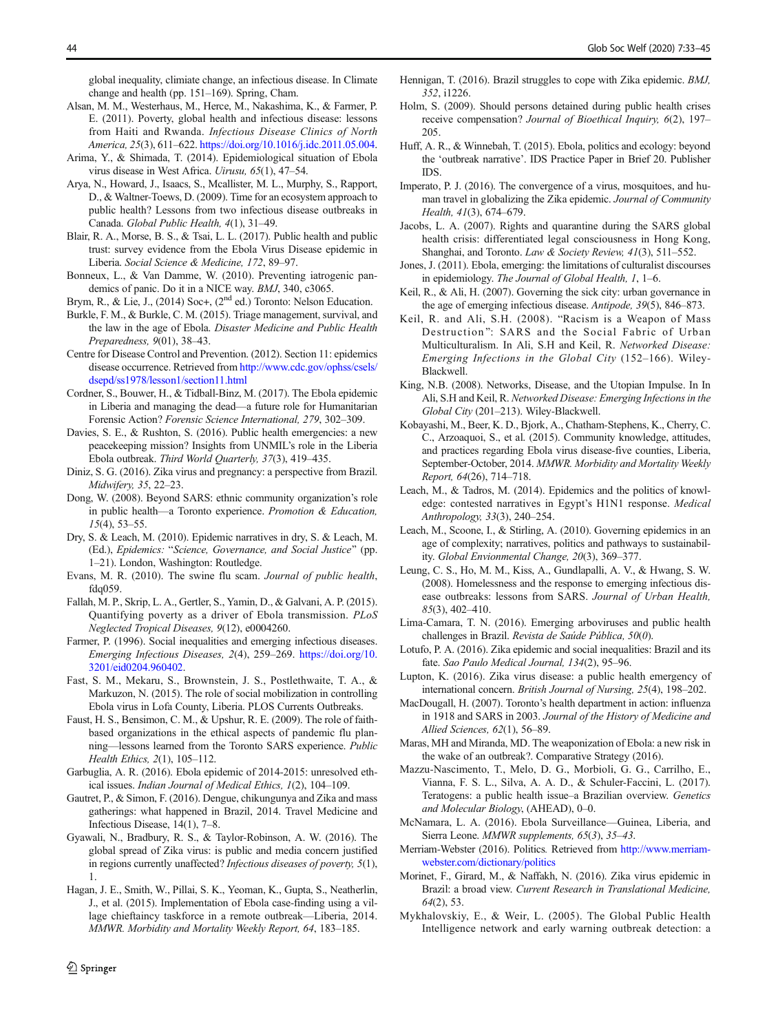global inequality, climiate change, an infectious disease. In Climate change and health (pp. 151–169). Spring, Cham.

Alsan, M. M., Westerhaus, M., Herce, M., Nakashima, K., & Farmer, P. E. (2011). Poverty, global health and infectious disease: lessons from Haiti and Rwanda. *Infectious Disease Clinics of North America, 25*(3), 611–622. https://doi.org/10.1016/j.idc.2011.05.004.

Arima, Y., & Shimada, T. (2014). Epidemiological situation of Ebola virus disease in West Africa. *Uirusu, 65*(1), 47–54.

Arya, N., Howard, J., Isaacs, S., Mcallister, M. L., Murphy, S., Rapport, D., & Waltner-Toews, D. (2009). Time for an ecosystem approach to public health? Lessons from two infectious disease outbreaks in Canada. *Global Public Health, 4*(1), 31–49.

Blair, R. A., Morse, B. S., & Tsai, L. L. (2017). Public health and public trust: survey evidence from the Ebola Virus Disease epidemic in Liberia. *Social Science & Medicine, 172*, 89–97.

Bonneux, L., & Van Damme, W. (2010). Preventing iatrogenic pandemics of panic. Do it in a NICE way. *BMJ*, 340, c3065.

Brym, R., & Lie, J., (2014) Soc+, (2[nd] ed.) Toronto: Nelson Education.

Burkle, F. M., & Burkle, C. M. (2015). Triage management, survival, and the law in the age of Ebola. *Disaster Medicine and Public Health Preparedness, 9*(01), 38–43.

Centre for Disease Control and Prevention. (2012). Section 11: epidemics disease occurrence. Retrieved from http://www.cdc.gov/ophss/csels/dsepd/ss1978/lesson1/section11.html

Cordner, S., Bouwer, H., & Tidball-Binz, M. (2017). The Ebola epidemic in Liberia and managing the dead—a future role for Humanitarian Forensic Action? *Forensic Science International, 279*, 302–309.

Davies, S. E., & Rushton, S. (2016). Public health emergencies: a new peacekeeping mission? Insights from UNMIL's role in the Liberia Ebola outbreak. *Third World Quarterly, 37*(3), 419–435.

Diniz, S. G. (2016). Zika virus and pregnancy: a perspective from Brazil. *Midwifery, 35*, 22–23.

Dong, W. (2008). Beyond SARS: ethnic community organization's role in public health—a Toronto experience. *Promotion & Education, 15*(4), 53–55.

Dry, S. & Leach, M. (2010). Epidemic narratives in dry, S. & Leach, M. (Ed.), *Epidemics:* "*Science, Governance, and Social Justice*" (pp. 1–21). London, Washington: Routledge.

Evans, M. R. (2010). The swine flu scam. *Journal of public health*, fdq059.

Fallah, M. P., Skrip, L. A., Gertler, S., Yamin, D., & Galvani, A. P. (2015). Quantifying poverty as a driver of Ebola transmission. *PLoS Neglected Tropical Diseases, 9*(12), e0004260.

Farmer, P. (1996). Social inequalities and emerging infectious diseases. *Emerging Infectious Diseases, 2*(4), 259–269. https://doi.org/10.3201/eid0204.960402.

Fast, S. M., Mekaru, S., Brownstein, J. S., Postlethwaite, T. A., & Markuzon, N. (2015). The role of social mobilization in controlling Ebola virus in Lofa County, Liberia. PLOS Currents Outbreaks.

Faust, H. S., Bensimon, C. M., & Upshur, R. E. (2009). The role of faith-based organizations in the ethical aspects of pandemic flu planning—lessons learned from the Toronto SARS experience. *Public Health Ethics, 2*(1), 105–112.

Garbuglia, A. R. (2016). Ebola epidemic of 2014-2015: unresolved ethical issues. *Indian Journal of Medical Ethics, 1*(2), 104–109.

Gautret, P., & Simon, F. (2016). Dengue, chikungunya and Zika and mass gatherings: what happened in Brazil, 2014. Travel Medicine and Infectious Disease, 14(1), 7–8.

Gyawali, N., Bradbury, R. S., & Taylor-Robinson, A. W. (2016). The global spread of Zika virus: is public and media concern justified in regions currently unaffected? *Infectious diseases of poverty, 5*(1), 1.

Hagan, J. E., Smith, W., Pillai, S. K., Yeoman, K., Gupta, S., Neatherlin, J., et al. (2015). Implementation of Ebola case-finding using a village chieftaincy taskforce in a remote outbreak—Liberia, 2014. *MMWR. Morbidity and Mortality Weekly Report, 64*, 183–185.

Hennigan, T. (2016). Brazil struggles to cope with Zika epidemic. *BMJ, 352*, i1226.

Holm, S. (2009). Should persons detained during public health crises receive compensation? *Journal of Bioethical Inquiry, 6*(2), 197–205.

Huff, A. R., & Winnebah, T. (2015). Ebola, politics and ecology: beyond the 'outbreak narrative'. IDS Practice Paper in Brief 20. Publisher IDS.

Imperato, P. J. (2016). The convergence of a virus, mosquitoes, and human travel in globalizing the Zika epidemic. *Journal of Community Health, 41*(3), 674–679.

Jacobs, L. A. (2007). Rights and quarantine during the SARS global health crisis: differentiated legal consciousness in Hong Kong, Shanghai, and Toronto. *Law & Society Review, 41*(3), 511–552.

Jones, J. (2011). Ebola, emerging: the limitations of culturalist discourses in epidemiology. *The Journal of Global Health, 1*, 1–6.

Keil, R., & Ali, H. (2007). Governing the sick city: urban governance in the age of emerging infectious disease. *Antipode, 39*(5), 846–873.

Keil, R. and Ali, S.H. (2008). "Racism is a Weapon of Mass Destruction": SARS and the Social Fabric of Urban Multiculturalism. In Ali, S.H and Keil, R. *Networked Disease: Emerging Infections in the Global City* (152–166). Wiley-Blackwell.

King, N.B. (2008). Networks, Disease, and the Utopian Impulse. In In Ali, S.H and Keil, R. *Networked Disease: Emerging Infections in the Global City* (201–213). Wiley-Blackwell.

Kobayashi, M., Beer, K. D., Bjork, A., Chatham-Stephens, K., Cherry, C. C., Arzoaquoi, S., et al. (2015). Community knowledge, attitudes, and practices regarding Ebola virus disease-five counties, Liberia, September-October, 2014. *MMWR. Morbidity and Mortality Weekly Report, 64*(26), 714–718.

Leach, M., & Tadros, M. (2014). Epidemics and the politics of knowledge: contested narratives in Egypt's H1N1 response. *Medical Anthropology, 33*(3), 240–254.

Leach, M., Scoone, I., & Stirling, A. (2010). Governing epidemics in an age of complexity; narratives, politics and pathways to sustainability. *Global Envionmental Change, 20*(3), 369–377.

Leung, C. S., Ho, M. M., Kiss, A., Gundlapalli, A. V., & Hwang, S. W. (2008). Homelessness and the response to emerging infectious disease outbreaks: lessons from SARS. *Journal of Urban Health, 85*(3), 402–410.

Lima-Camara, T. N. (2016). Emerging arboviruses and public health challenges in Brazil. *Revista de Saúde Pública, 50*(0).

Lotufo, P. A. (2016). Zika epidemic and social inequalities: Brazil and its fate. *Sao Paulo Medical Journal, 134*(2), 95–96.

Lupton, K. (2016). Zika virus disease: a public health emergency of international concern. *British Journal of Nursing, 25*(4), 198–202.

MacDougall, H. (2007). Toronto's health department in action: influenza in 1918 and SARS in 2003. *Journal of the History of Medicine and Allied Sciences, 62*(1), 56–89.

Maras, MH and Miranda, MD. The weaponization of Ebola: a new risk in the wake of an outbreak? Comparative Strategy (2016).

Mazzu-Nascimento, T., Melo, D. G., Morbioli, G. G., Carrilho, E., Vianna, F. S. L., Silva, A. A. D., & Schuler-Faccini, L. (2017). Teratogens: a public health issue–a Brazilian overview. *Genetics and Molecular Biology*, (AHEAD), 0–0.

McNamara, L. A. (2016). Ebola Surveillance—Guinea, Liberia, and Sierra Leone. *MMWR supplements, 65*(3), *35–43*.

Merriam-Webster (2016). Politics*.* Retrieved from http://www.merriam-webster.com/dictionary/politics

Morinet, F., Girard, M., & Naffakh, N. (2016). Zika virus epidemic in Brazil: a broad view. *Current Research in Translational Medicine, 64*(2), 53.

Mykhalovskiy, E., & Weir, L. (2005). The Global Public Health Intelligence network and early warning outbreak detection: a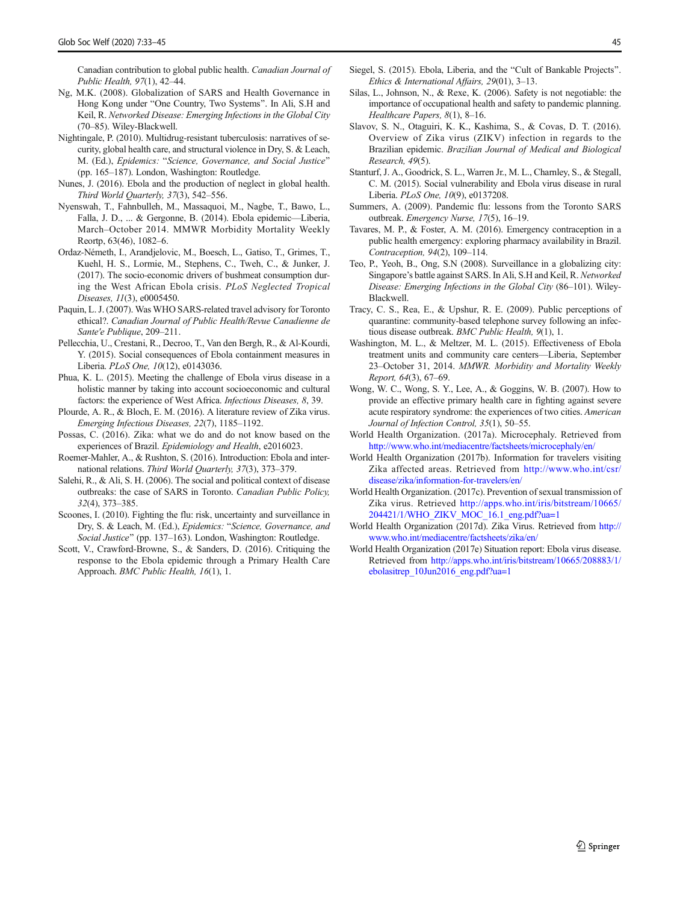Canadian contribution to global public health. *Canadian Journal of Public Health, 97*(1), 42–44.

Ng, M.K. (2008). Globalization of SARS and Health Governance in Hong Kong under "One Country, Two Systems". In Ali, S.H and Keil, R. *Networked Disease: Emerging Infections in the Global City* (70–85). Wiley-Blackwell.

Nightingale, P. (2010). Multidrug-resistant tuberculosis: narratives of security, global health care, and structural violence in Dry, S. & Leach, M. (Ed.), *Epidemics: "Science, Governance, and Social Justice"* (pp. 165–187). London, Washington: Routledge.

Nunes, J. (2016). Ebola and the production of neglect in global health. *Third World Quarterly, 37*(3), 542–556.

Nyenswah, T., Fahnbulleh, M., Massaquoi, M., Nagbe, T., Bawo, L., Falla, J. D., ... & Gergonne, B. (2014). Ebola epidemic—Liberia, March–October 2014. MMWR Morbidity Mortality Weekly Reortp, 63(46), 1082–6.

Ordaz-Németh, I., Arandjelovic, M., Boesch, L., Gatiso, T., Grimes, T., Kuehl, H. S., Lormie, M., Stephens, C., Tweh, C., & Junker, J. (2017). The socio-economic drivers of bushmeat consumption during the West African Ebola crisis. *PLoS Neglected Tropical Diseases, 11*(3), e0005450.

Paquin, L. J. (2007). Was WHO SARS-related travel advisory for Toronto ethical?. *Canadian Journal of Public Health/Revue Canadienne de Sante'e Publique*, 209–211.

Pellecchia, U., Crestani, R., Decroo, T., Van den Bergh, R., & Al-Kourdi, Y. (2015). Social consequences of Ebola containment measures in Liberia. *PLoS One, 10*(12), e0143036.

Phua, K. L. (2015). Meeting the challenge of Ebola virus disease in a holistic manner by taking into account socioeconomic and cultural factors: the experience of West Africa. *Infectious Diseases, 8*, 39.

Plourde, A. R., & Bloch, E. M. (2016). A literature review of Zika virus. *Emerging Infectious Diseases, 22*(7), 1185–1192.

Possas, C. (2016). Zika: what we do and do not know based on the experiences of Brazil. *Epidemiology and Health*, e2016023.

Roemer-Mahler, A., & Rushton, S. (2016). Introduction: Ebola and international relations. *Third World Quarterly, 37*(3), 373–379.

Salehi, R., & Ali, S. H. (2006). The social and political context of disease outbreaks: the case of SARS in Toronto. *Canadian Public Policy, 32*(4), 373–385.

Scoones, I. (2010). Fighting the flu: risk, uncertainty and surveillance in Dry, S. & Leach, M. (Ed.), *Epidemics: "Science, Governance, and Social Justice"* (pp. 137–163). London, Washington: Routledge.

Scott, V., Crawford-Browne, S., & Sanders, D. (2016). Critiquing the response to the Ebola epidemic through a Primary Health Care Approach. *BMC Public Health, 16*(1), 1.

Siegel, S. (2015). Ebola, Liberia, and the "Cult of Bankable Projects". *Ethics & International Affairs, 29*(01), 3–13.

Silas, L., Johnson, N., & Rexe, K. (2006). Safety is not negotiable: the importance of occupational health and safety to pandemic planning. *Healthcare Papers, 8*(1), 8–16.

Slavov, S. N., Otaguiri, K. K., Kashima, S., & Covas, D. T. (2016). Overview of Zika virus (ZIKV) infection in regards to the Brazilian epidemic. *Brazilian Journal of Medical and Biological Research, 49*(5).

Stanturf, J. A., Goodrick, S. L., Warren Jr., M. L., Charnley, S., & Stegall, C. M. (2015). Social vulnerability and Ebola virus disease in rural Liberia. *PLoS One, 10*(9), e0137208.

Summers, A. (2009). Pandemic flu: lessons from the Toronto SARS outbreak. *Emergency Nurse, 17*(5), 16–19.

Tavares, M. P., & Foster, A. M. (2016). Emergency contraception in a public health emergency: exploring pharmacy availability in Brazil. *Contraception, 94*(2), 109–114.

Teo, P., Yeoh, B., Ong, S.N (2008). Surveillance in a globalizing city: Singapore's battle against SARS. In Ali, S.H and Keil, R. *Networked Disease: Emerging Infections in the Global City* (86–101). Wiley-Blackwell.

Tracy, C. S., Rea, E., & Upshur, R. E. (2009). Public perceptions of quarantine: community-based telephone survey following an infectious disease outbreak. *BMC Public Health, 9*(1), 1.

Washington, M. L., & Meltzer, M. L. (2015). Effectiveness of Ebola treatment units and community care centers—Liberia, September 23–October 31, 2014. *MMWR. Morbidity and Mortality Weekly Report, 64*(3), 67–69.

Wong, W. C., Wong, S. Y., Lee, A., & Goggins, W. B. (2007). How to provide an effective primary health care in fighting against severe acute respiratory syndrome: the experiences of two cities. *American Journal of Infection Control, 35*(1), 50–55.

World Health Organization. (2017a). Microcephaly. Retrieved from http://www.who.int/mediacentre/factsheets/microcephaly/en/

World Health Organization (2017b). Information for travelers visiting Zika affected areas. Retrieved from http://www.who.int/csr/disease/zika/information-for-travelers/en/

World Health Organization. (2017c). Prevention of sexual transmission of Zika virus. Retrieved http://apps.who.int/iris/bitstream/10665/204421/1/WHO_ZIKV_MOC_16.1_eng.pdf?ua=1

World Health Organization (2017d). Zika Virus. Retrieved from http://www.who.int/mediacentre/factsheets/zika/en/

World Health Organization (2017e) Situation report: Ebola virus disease. Retrieved from http://apps.who.int/iris/bitstream/10665/208883/1/ebolasitrep_10Jun2016_eng.pdf?ua=1